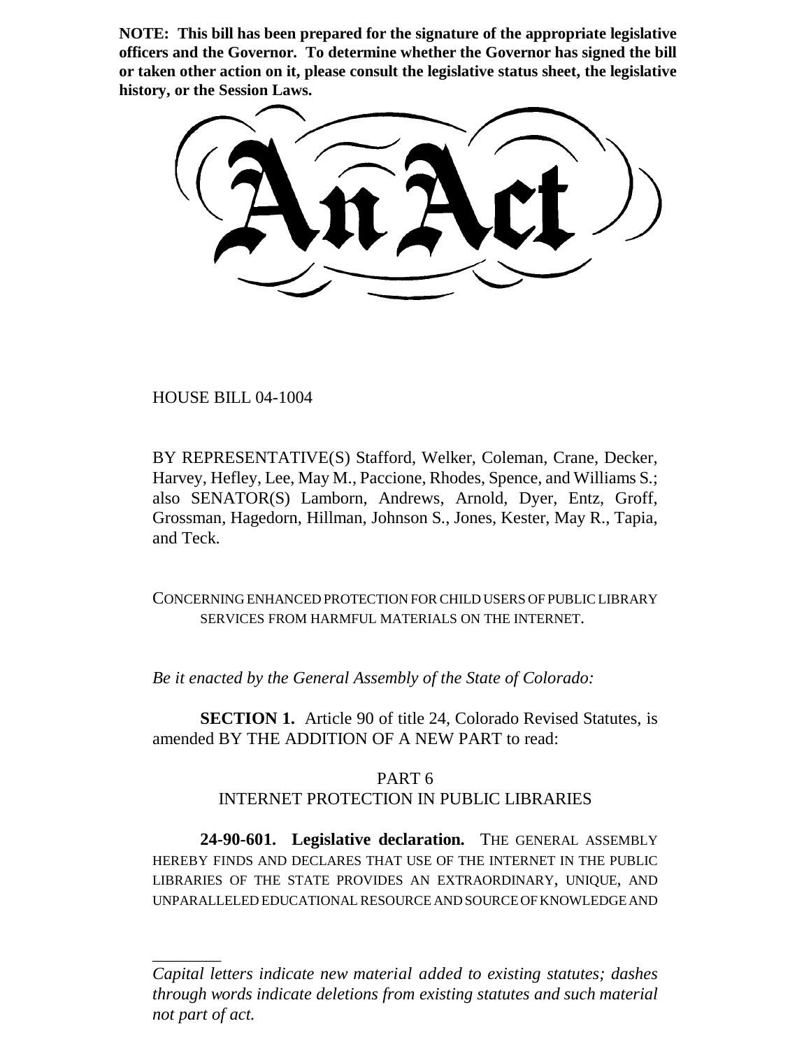**NOTE: This bill has been prepared for the signature of the appropriate legislative officers and the Governor. To determine whether the Governor has signed the bill or taken other action on it, please consult the legislative status sheet, the legislative history, or the Session Laws.**

# An Act

HOUSE BILL 04-1004

BY REPRESENTATIVE(S) Stafford, Welker, Coleman, Crane, Decker, Harvey, Hefley, Lee, May M., Paccione, Rhodes, Spence, and Williams S.; also SENATOR(S) Lamborn, Andrews, Arnold, Dyer, Entz, Groff, Grossman, Hagedorn, Hillman, Johnson S., Jones, Kester, May R., Tapia, and Teck.

CONCERNING ENHANCED PROTECTION FOR CHILD USERS OF PUBLIC LIBRARY SERVICES FROM HARMFUL MATERIALS ON THE INTERNET.

*Be it enacted by the General Assembly of the State of Colorado:*

**SECTION 1.** Article 90 of title 24, Colorado Revised Statutes, is amended BY THE ADDITION OF A NEW PART to read:

PART 6
INTERNET PROTECTION IN PUBLIC LIBRARIES

**24-90-601. Legislative declaration.** THE GENERAL ASSEMBLY HEREBY FINDS AND DECLARES THAT USE OF THE INTERNET IN THE PUBLIC LIBRARIES OF THE STATE PROVIDES AN EXTRAORDINARY, UNIQUE, AND UNPARALLELED EDUCATIONAL RESOURCE AND SOURCE OF KNOWLEDGE AND

---

*Capital letters indicate new material added to existing statutes; dashes through words indicate deletions from existing statutes and such material not part of act.*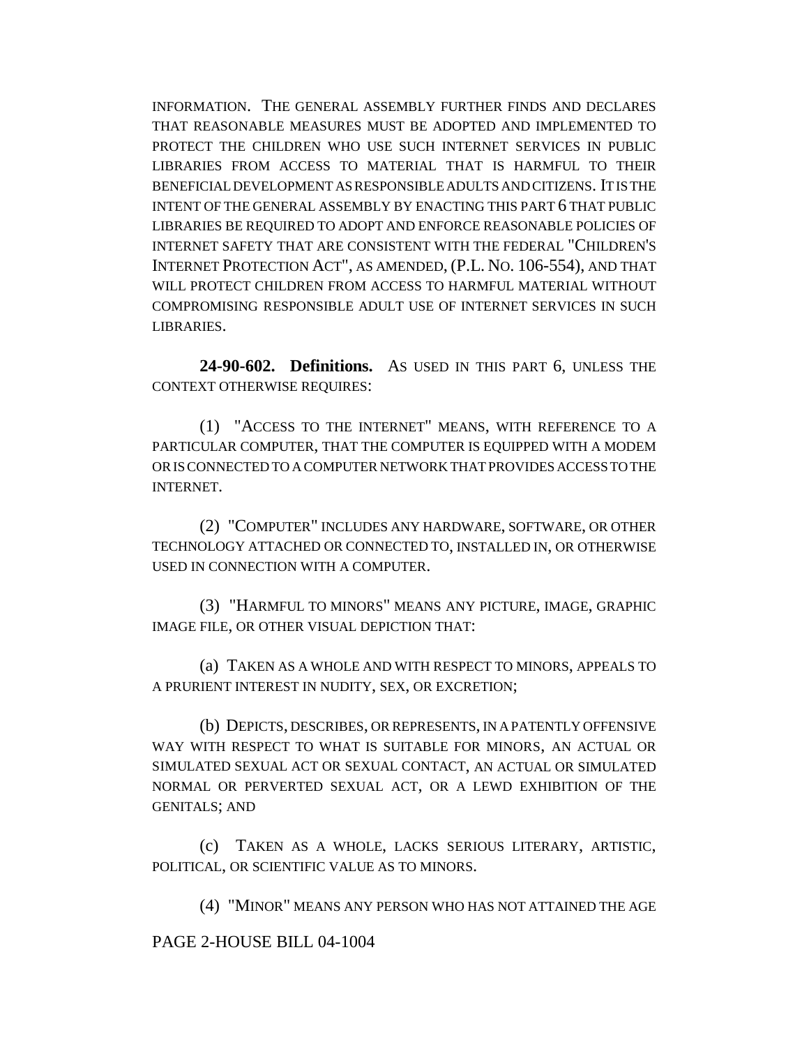INFORMATION. THE GENERAL ASSEMBLY FURTHER FINDS AND DECLARES THAT REASONABLE MEASURES MUST BE ADOPTED AND IMPLEMENTED TO PROTECT THE CHILDREN WHO USE SUCH INTERNET SERVICES IN PUBLIC LIBRARIES FROM ACCESS TO MATERIAL THAT IS HARMFUL TO THEIR BENEFICIAL DEVELOPMENT AS RESPONSIBLE ADULTS AND CITIZENS. IT IS THE INTENT OF THE GENERAL ASSEMBLY BY ENACTING THIS PART 6 THAT PUBLIC LIBRARIES BE REQUIRED TO ADOPT AND ENFORCE REASONABLE POLICIES OF INTERNET SAFETY THAT ARE CONSISTENT WITH THE FEDERAL "CHILDREN'S INTERNET PROTECTION ACT", AS AMENDED, (P.L. NO. 106-554), AND THAT WILL PROTECT CHILDREN FROM ACCESS TO HARMFUL MATERIAL WITHOUT COMPROMISING RESPONSIBLE ADULT USE OF INTERNET SERVICES IN SUCH LIBRARIES.

**24-90-602. Definitions.** AS USED IN THIS PART 6, UNLESS THE CONTEXT OTHERWISE REQUIRES:

(1) "ACCESS TO THE INTERNET" MEANS, WITH REFERENCE TO A PARTICULAR COMPUTER, THAT THE COMPUTER IS EQUIPPED WITH A MODEM OR IS CONNECTED TO A COMPUTER NETWORK THAT PROVIDES ACCESS TO THE INTERNET.

(2) "COMPUTER" INCLUDES ANY HARDWARE, SOFTWARE, OR OTHER TECHNOLOGY ATTACHED OR CONNECTED TO, INSTALLED IN, OR OTHERWISE USED IN CONNECTION WITH A COMPUTER.

(3) "HARMFUL TO MINORS" MEANS ANY PICTURE, IMAGE, GRAPHIC IMAGE FILE, OR OTHER VISUAL DEPICTION THAT:

(a) TAKEN AS A WHOLE AND WITH RESPECT TO MINORS, APPEALS TO A PRURIENT INTEREST IN NUDITY, SEX, OR EXCRETION;

(b) DEPICTS, DESCRIBES, OR REPRESENTS, IN A PATENTLY OFFENSIVE WAY WITH RESPECT TO WHAT IS SUITABLE FOR MINORS, AN ACTUAL OR SIMULATED SEXUAL ACT OR SEXUAL CONTACT, AN ACTUAL OR SIMULATED NORMAL OR PERVERTED SEXUAL ACT, OR A LEWD EXHIBITION OF THE GENITALS; AND

(c) TAKEN AS A WHOLE, LACKS SERIOUS LITERARY, ARTISTIC, POLITICAL, OR SCIENTIFIC VALUE AS TO MINORS.

(4) "MINOR" MEANS ANY PERSON WHO HAS NOT ATTAINED THE AGE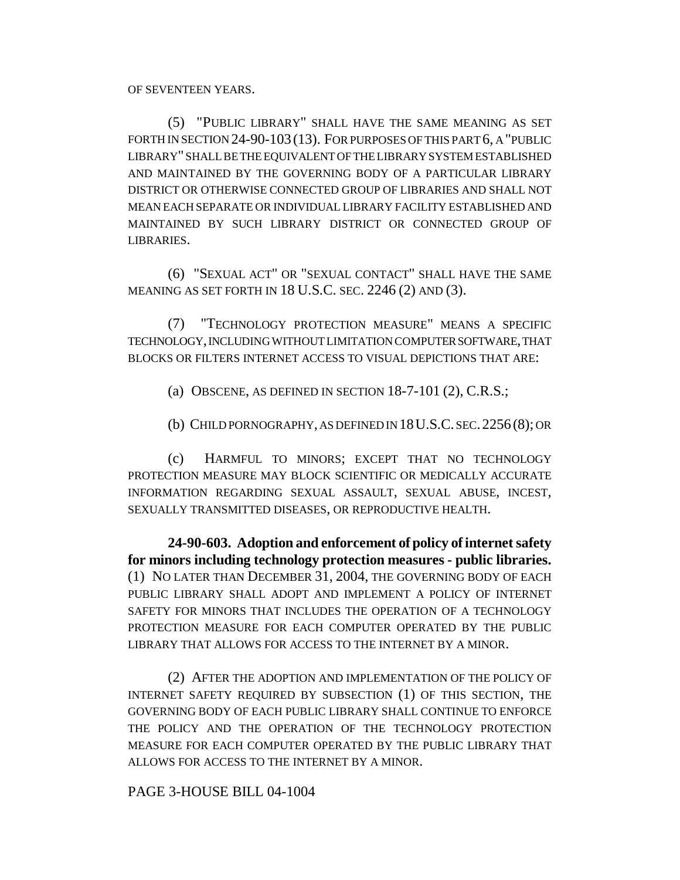OF SEVENTEEN YEARS.

(5) "PUBLIC LIBRARY" SHALL HAVE THE SAME MEANING AS SET FORTH IN SECTION 24-90-103 (13). FOR PURPOSES OF THIS PART 6, A "PUBLIC LIBRARY" SHALL BE THE EQUIVALENT OF THE LIBRARY SYSTEM ESTABLISHED AND MAINTAINED BY THE GOVERNING BODY OF A PARTICULAR LIBRARY DISTRICT OR OTHERWISE CONNECTED GROUP OF LIBRARIES AND SHALL NOT MEAN EACH SEPARATE OR INDIVIDUAL LIBRARY FACILITY ESTABLISHED AND MAINTAINED BY SUCH LIBRARY DISTRICT OR CONNECTED GROUP OF LIBRARIES.

(6) "SEXUAL ACT" OR "SEXUAL CONTACT" SHALL HAVE THE SAME MEANING AS SET FORTH IN 18 U.S.C. SEC. 2246 (2) AND (3).

(7) "TECHNOLOGY PROTECTION MEASURE" MEANS A SPECIFIC TECHNOLOGY, INCLUDING WITHOUT LIMITATION COMPUTER SOFTWARE, THAT BLOCKS OR FILTERS INTERNET ACCESS TO VISUAL DEPICTIONS THAT ARE:

(a) OBSCENE, AS DEFINED IN SECTION 18-7-101 (2), C.R.S.;

(b) CHILD PORNOGRAPHY, AS DEFINED IN 18 U.S.C. SEC. 2256 (8); OR

(c) HARMFUL TO MINORS; EXCEPT THAT NO TECHNOLOGY PROTECTION MEASURE MAY BLOCK SCIENTIFIC OR MEDICALLY ACCURATE INFORMATION REGARDING SEXUAL ASSAULT, SEXUAL ABUSE, INCEST, SEXUALLY TRANSMITTED DISEASES, OR REPRODUCTIVE HEALTH.

**24-90-603. Adoption and enforcement of policy of internet safety for minors including technology protection measures - public libraries.** (1) NO LATER THAN DECEMBER 31, 2004, THE GOVERNING BODY OF EACH PUBLIC LIBRARY SHALL ADOPT AND IMPLEMENT A POLICY OF INTERNET SAFETY FOR MINORS THAT INCLUDES THE OPERATION OF A TECHNOLOGY PROTECTION MEASURE FOR EACH COMPUTER OPERATED BY THE PUBLIC LIBRARY THAT ALLOWS FOR ACCESS TO THE INTERNET BY A MINOR.

(2) AFTER THE ADOPTION AND IMPLEMENTATION OF THE POLICY OF INTERNET SAFETY REQUIRED BY SUBSECTION (1) OF THIS SECTION, THE GOVERNING BODY OF EACH PUBLIC LIBRARY SHALL CONTINUE TO ENFORCE THE POLICY AND THE OPERATION OF THE TECHNOLOGY PROTECTION MEASURE FOR EACH COMPUTER OPERATED BY THE PUBLIC LIBRARY THAT ALLOWS FOR ACCESS TO THE INTERNET BY A MINOR.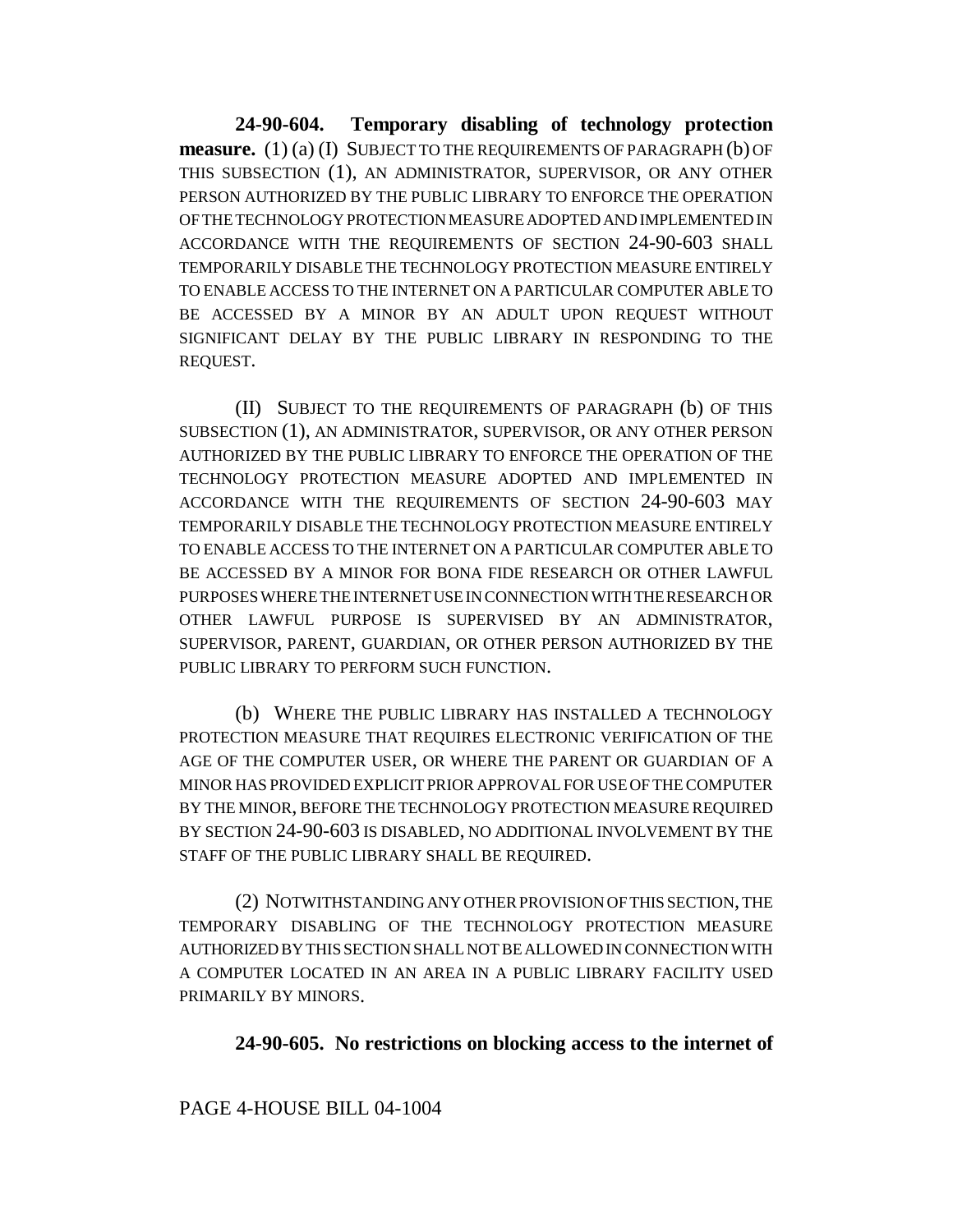**24-90-604. Temporary disabling of technology protection measure.** (1) (a) (I) SUBJECT TO THE REQUIREMENTS OF PARAGRAPH (b) OF THIS SUBSECTION (1), AN ADMINISTRATOR, SUPERVISOR, OR ANY OTHER PERSON AUTHORIZED BY THE PUBLIC LIBRARY TO ENFORCE THE OPERATION OF THE TECHNOLOGY PROTECTION MEASURE ADOPTED AND IMPLEMENTED IN ACCORDANCE WITH THE REQUIREMENTS OF SECTION 24-90-603 SHALL TEMPORARILY DISABLE THE TECHNOLOGY PROTECTION MEASURE ENTIRELY TO ENABLE ACCESS TO THE INTERNET ON A PARTICULAR COMPUTER ABLE TO BE ACCESSED BY A MINOR BY AN ADULT UPON REQUEST WITHOUT SIGNIFICANT DELAY BY THE PUBLIC LIBRARY IN RESPONDING TO THE REQUEST.

(II) SUBJECT TO THE REQUIREMENTS OF PARAGRAPH (b) OF THIS SUBSECTION (1), AN ADMINISTRATOR, SUPERVISOR, OR ANY OTHER PERSON AUTHORIZED BY THE PUBLIC LIBRARY TO ENFORCE THE OPERATION OF THE TECHNOLOGY PROTECTION MEASURE ADOPTED AND IMPLEMENTED IN ACCORDANCE WITH THE REQUIREMENTS OF SECTION 24-90-603 MAY TEMPORARILY DISABLE THE TECHNOLOGY PROTECTION MEASURE ENTIRELY TO ENABLE ACCESS TO THE INTERNET ON A PARTICULAR COMPUTER ABLE TO BE ACCESSED BY A MINOR FOR BONA FIDE RESEARCH OR OTHER LAWFUL PURPOSES WHERE THE INTERNET USE IN CONNECTION WITH THE RESEARCH OR OTHER LAWFUL PURPOSE IS SUPERVISED BY AN ADMINISTRATOR, SUPERVISOR, PARENT, GUARDIAN, OR OTHER PERSON AUTHORIZED BY THE PUBLIC LIBRARY TO PERFORM SUCH FUNCTION.

(b) WHERE THE PUBLIC LIBRARY HAS INSTALLED A TECHNOLOGY PROTECTION MEASURE THAT REQUIRES ELECTRONIC VERIFICATION OF THE AGE OF THE COMPUTER USER, OR WHERE THE PARENT OR GUARDIAN OF A MINOR HAS PROVIDED EXPLICIT PRIOR APPROVAL FOR USE OF THE COMPUTER BY THE MINOR, BEFORE THE TECHNOLOGY PROTECTION MEASURE REQUIRED BY SECTION 24-90-603 IS DISABLED, NO ADDITIONAL INVOLVEMENT BY THE STAFF OF THE PUBLIC LIBRARY SHALL BE REQUIRED.

(2) NOTWITHSTANDING ANY OTHER PROVISION OF THIS SECTION, THE TEMPORARY DISABLING OF THE TECHNOLOGY PROTECTION MEASURE AUTHORIZED BY THIS SECTION SHALL NOT BE ALLOWED IN CONNECTION WITH A COMPUTER LOCATED IN AN AREA IN A PUBLIC LIBRARY FACILITY USED PRIMARILY BY MINORS.

**24-90-605. No restrictions on blocking access to the internet of**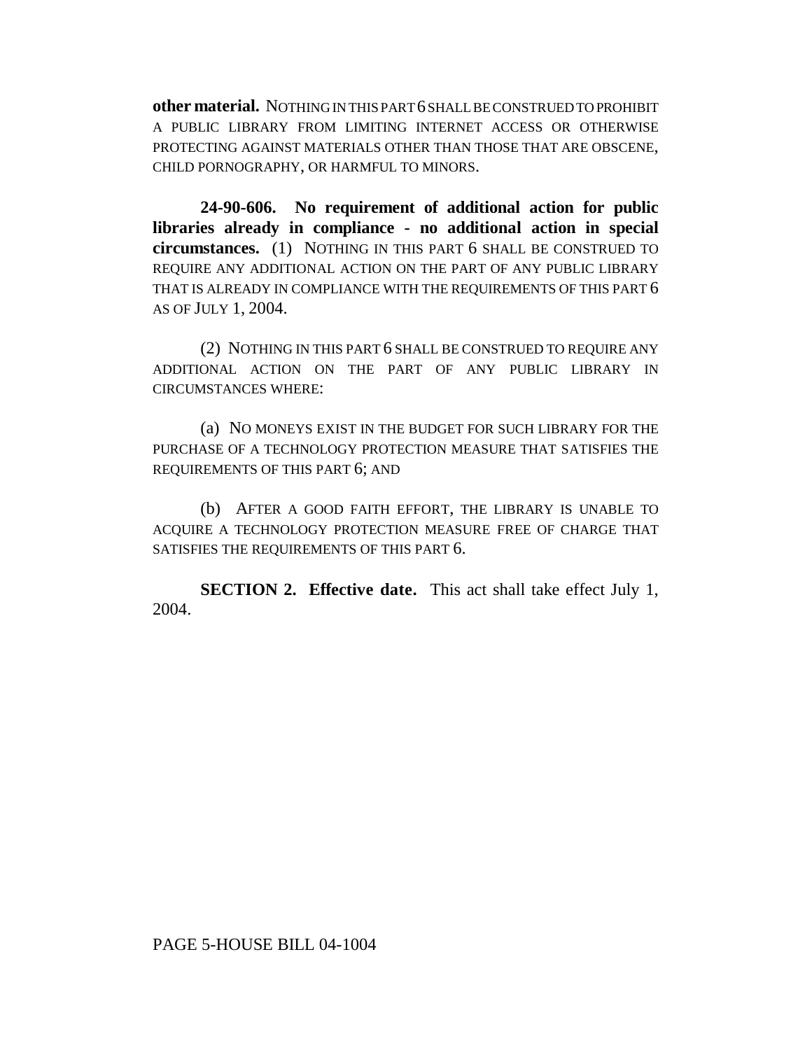**other material.** NOTHING IN THIS PART 6 SHALL BE CONSTRUED TO PROHIBIT A PUBLIC LIBRARY FROM LIMITING INTERNET ACCESS OR OTHERWISE PROTECTING AGAINST MATERIALS OTHER THAN THOSE THAT ARE OBSCENE, CHILD PORNOGRAPHY, OR HARMFUL TO MINORS.

**24-90-606. No requirement of additional action for public libraries already in compliance - no additional action in special circumstances.** (1) NOTHING IN THIS PART 6 SHALL BE CONSTRUED TO REQUIRE ANY ADDITIONAL ACTION ON THE PART OF ANY PUBLIC LIBRARY THAT IS ALREADY IN COMPLIANCE WITH THE REQUIREMENTS OF THIS PART 6 AS OF JULY 1, 2004.

(2) NOTHING IN THIS PART 6 SHALL BE CONSTRUED TO REQUIRE ANY ADDITIONAL ACTION ON THE PART OF ANY PUBLIC LIBRARY IN CIRCUMSTANCES WHERE:

(a) NO MONEYS EXIST IN THE BUDGET FOR SUCH LIBRARY FOR THE PURCHASE OF A TECHNOLOGY PROTECTION MEASURE THAT SATISFIES THE REQUIREMENTS OF THIS PART 6; AND

(b) AFTER A GOOD FAITH EFFORT, THE LIBRARY IS UNABLE TO ACQUIRE A TECHNOLOGY PROTECTION MEASURE FREE OF CHARGE THAT SATISFIES THE REQUIREMENTS OF THIS PART 6.

**SECTION 2. Effective date.** This act shall take effect July 1, 2004.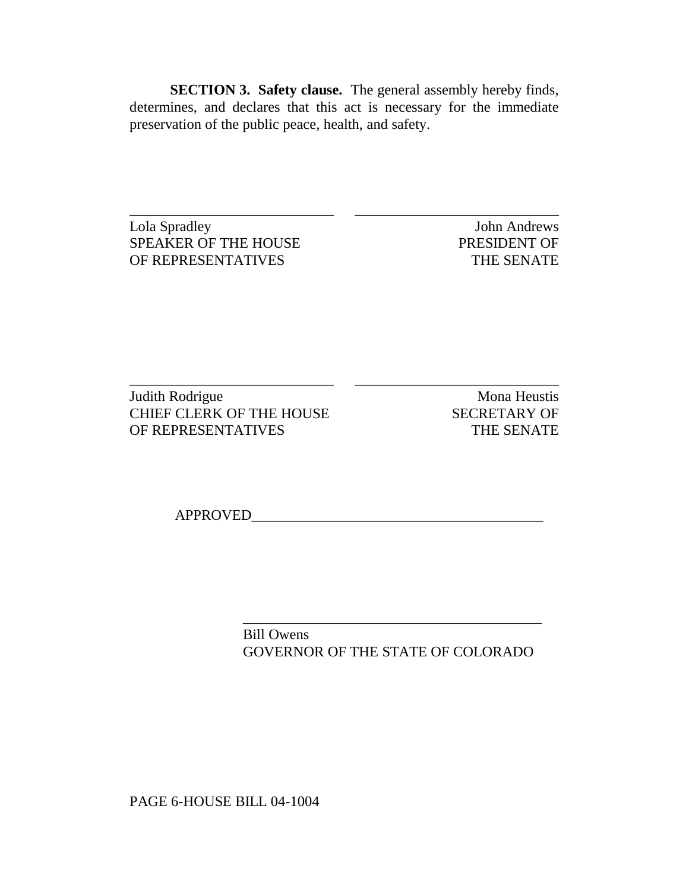**SECTION 3. Safety clause.** The general assembly hereby finds, determines, and declares that this act is necessary for the immediate preservation of the public peace, health, and safety.

____________________________
Lola Spradley
SPEAKER OF THE HOUSE
OF REPRESENTATIVES

____________________________
John Andrews
PRESIDENT OF
THE SENATE

____________________________
Judith Rodrigue
CHIEF CLERK OF THE HOUSE
OF REPRESENTATIVES

____________________________
Mona Heustis
SECRETARY OF
THE SENATE

APPROVED________________________________________

_________________________________________
Bill Owens
GOVERNOR OF THE STATE OF COLORADO

PAGE 6-HOUSE BILL 04-1004